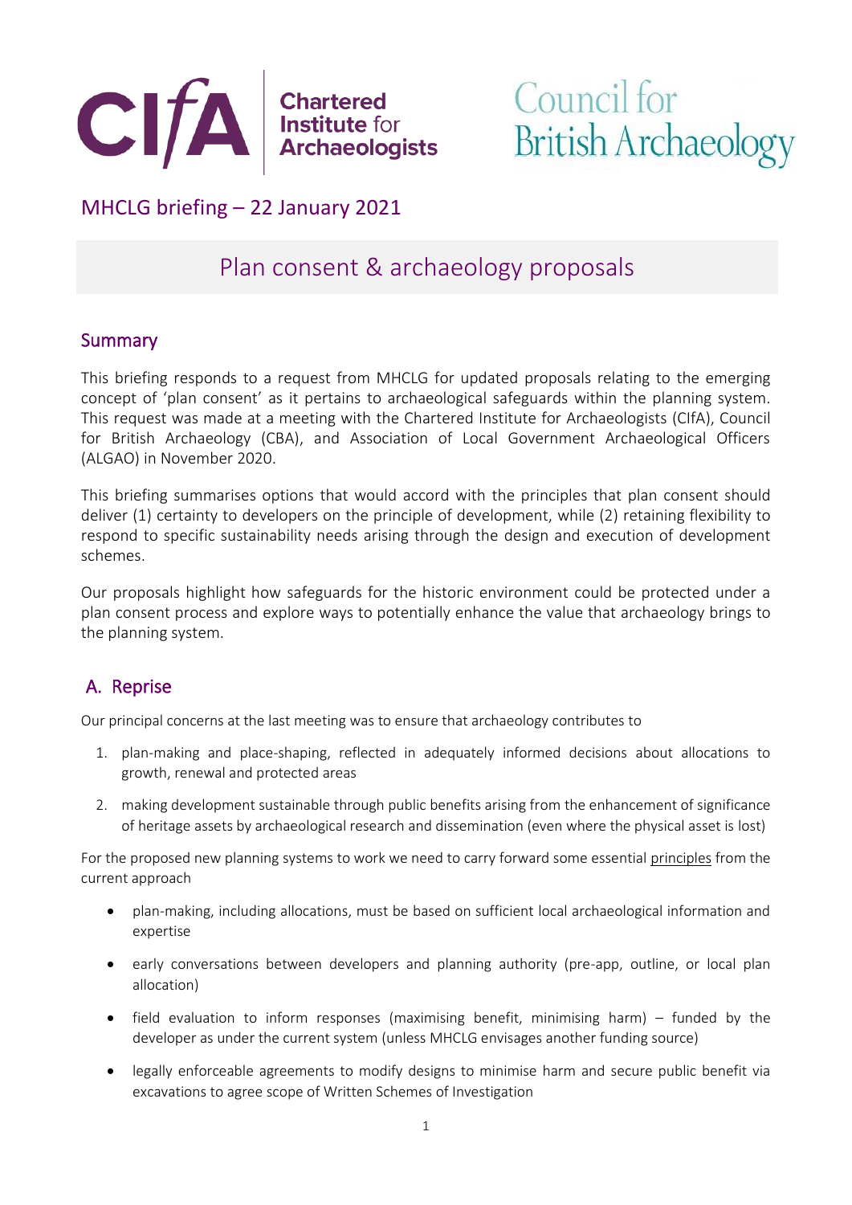Chartered Institute for Archaeologists

Council for British Archaeology

## MHCLG briefing – 22 January 2021

# Plan consent & archaeology proposals

## Summary

This briefing responds to a request from MHCLG for updated proposals relating to the emerging concept of 'plan consent' as it pertains to archaeological safeguards within the planning system. This request was made at a meeting with the Chartered Institute for Archaeologists (CIfA), Council for British Archaeology (CBA), and Association of Local Government Archaeological Officers (ALGAO) in November 2020.

This briefing summarises options that would accord with the principles that plan consent should deliver (1) certainty to developers on the principle of development, while (2) retaining flexibility to respond to specific sustainability needs arising through the design and execution of development schemes.

Our proposals highlight how safeguards for the historic environment could be protected under a plan consent process and explore ways to potentially enhance the value that archaeology brings to the planning system.

## A. Reprise

Our principal concerns at the last meeting was to ensure that archaeology contributes to

1. plan-making and place-shaping, reflected in adequately informed decisions about allocations to growth, renewal and protected areas
2. making development sustainable through public benefits arising from the enhancement of significance of heritage assets by archaeological research and dissemination (even where the physical asset is lost)

For the proposed new planning systems to work we need to carry forward some essential principles from the current approach

- plan-making, including allocations, must be based on sufficient local archaeological information and expertise
- early conversations between developers and planning authority (pre-app, outline, or local plan allocation)
- field evaluation to inform responses (maximising benefit, minimising harm) – funded by the developer as under the current system (unless MHCLG envisages another funding source)
- legally enforceable agreements to modify designs to minimise harm and secure public benefit via excavations to agree scope of Written Schemes of Investigation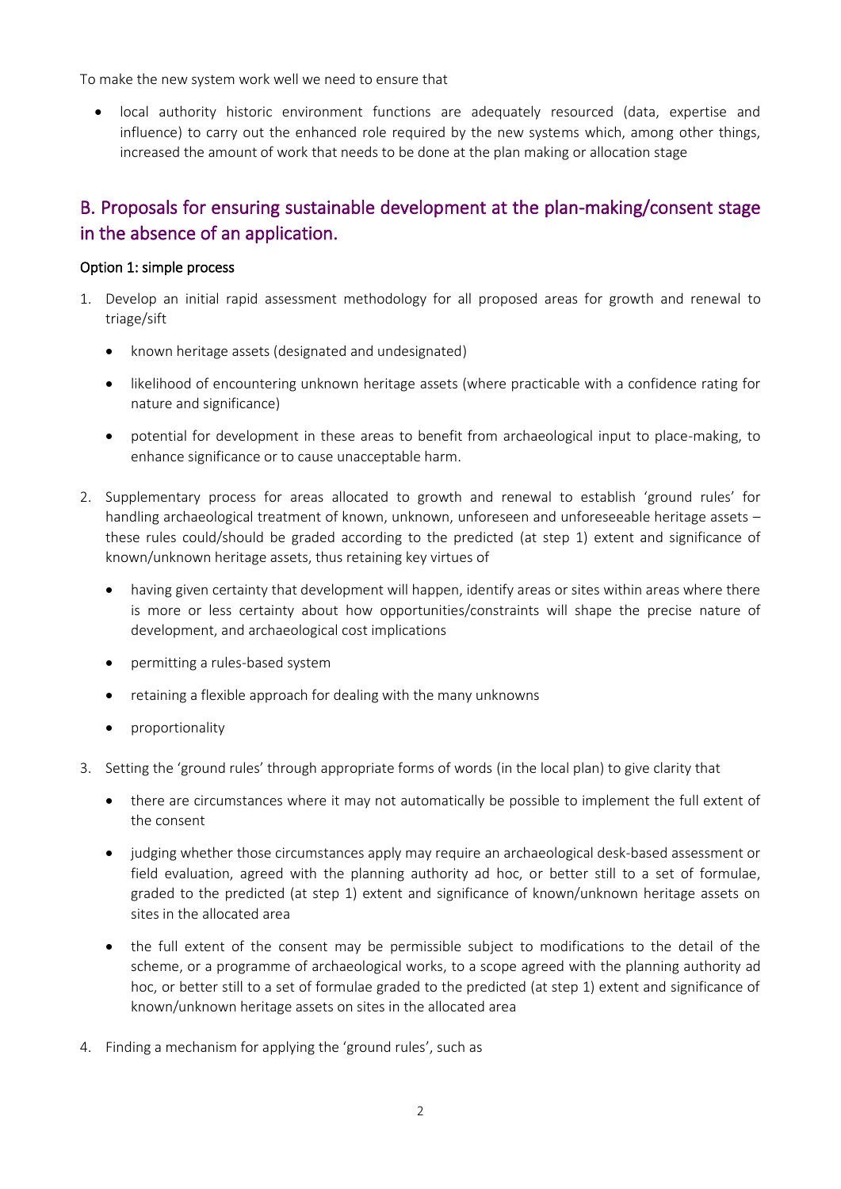To make the new system work well we need to ensure that

- local authority historic environment functions are adequately resourced (data, expertise and influence) to carry out the enhanced role required by the new systems which, among other things, increased the amount of work that needs to be done at the plan making or allocation stage

## B. Proposals for ensuring sustainable development at the plan-making/consent stage in the absence of an application.

### Option 1: simple process

1. Develop an initial rapid assessment methodology for all proposed areas for growth and renewal to triage/sift
   - known heritage assets (designated and undesignated)
   - likelihood of encountering unknown heritage assets (where practicable with a confidence rating for nature and significance)
   - potential for development in these areas to benefit from archaeological input to place-making, to enhance significance or to cause unacceptable harm.
2. Supplementary process for areas allocated to growth and renewal to establish 'ground rules' for handling archaeological treatment of known, unknown, unforeseen and unforeseeable heritage assets – these rules could/should be graded according to the predicted (at step 1) extent and significance of known/unknown heritage assets, thus retaining key virtues of
   - having given certainty that development will happen, identify areas or sites within areas where there is more or less certainty about how opportunities/constraints will shape the precise nature of development, and archaeological cost implications
   - permitting a rules-based system
   - retaining a flexible approach for dealing with the many unknowns
   - proportionality
3. Setting the 'ground rules' through appropriate forms of words (in the local plan) to give clarity that
   - there are circumstances where it may not automatically be possible to implement the full extent of the consent
   - judging whether those circumstances apply may require an archaeological desk-based assessment or field evaluation, agreed with the planning authority ad hoc, or better still to a set of formulae, graded to the predicted (at step 1) extent and significance of known/unknown heritage assets on sites in the allocated area
   - the full extent of the consent may be permissible subject to modifications to the detail of the scheme, or a programme of archaeological works, to a scope agreed with the planning authority ad hoc, or better still to a set of formulae graded to the predicted (at step 1) extent and significance of known/unknown heritage assets on sites in the allocated area
4. Finding a mechanism for applying the 'ground rules', such as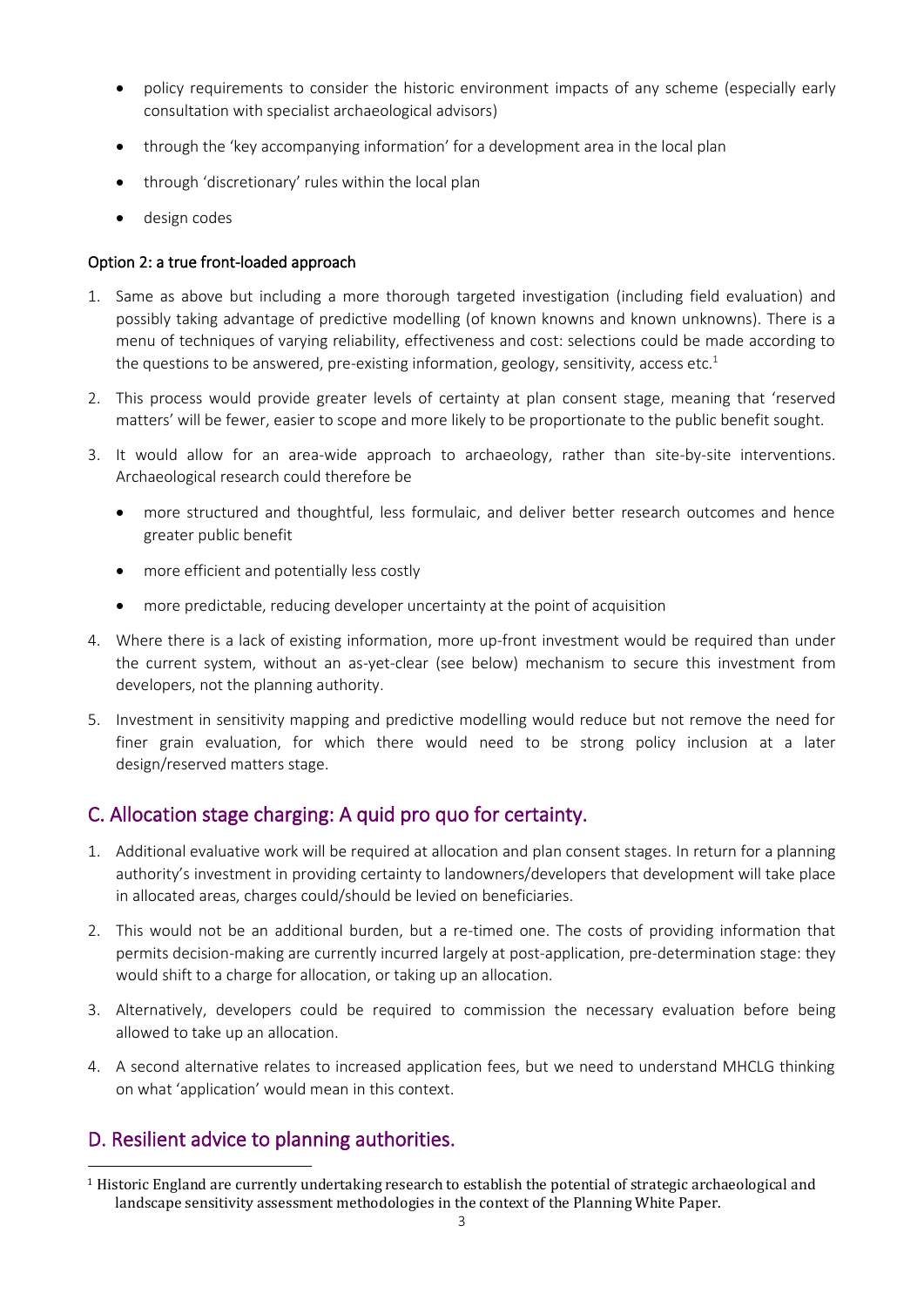- policy requirements to consider the historic environment impacts of any scheme (especially early consultation with specialist archaeological advisors)
- through the 'key accompanying information' for a development area in the local plan
- through 'discretionary' rules within the local plan
- design codes

### Option 2: a true front-loaded approach

1. Same as above but including a more thorough targeted investigation (including field evaluation) and possibly taking advantage of predictive modelling (of known knowns and known unknowns). There is a menu of techniques of varying reliability, effectiveness and cost: selections could be made according to the questions to be answered, pre-existing information, geology, sensitivity, access etc.[1]
2. This process would provide greater levels of certainty at plan consent stage, meaning that 'reserved matters' will be fewer, easier to scope and more likely to be proportionate to the public benefit sought.
3. It would allow for an area-wide approach to archaeology, rather than site-by-site interventions. Archaeological research could therefore be
    - more structured and thoughtful, less formulaic, and deliver better research outcomes and hence greater public benefit
    - more efficient and potentially less costly
    - more predictable, reducing developer uncertainty at the point of acquisition
4. Where there is a lack of existing information, more up-front investment would be required than under the current system, without an as-yet-clear (see below) mechanism to secure this investment from developers, not the planning authority.
5. Investment in sensitivity mapping and predictive modelling would reduce but not remove the need for finer grain evaluation, for which there would need to be strong policy inclusion at a later design/reserved matters stage.

## C. Allocation stage charging: A quid pro quo for certainty.

1. Additional evaluative work will be required at allocation and plan consent stages. In return for a planning authority's investment in providing certainty to landowners/developers that development will take place in allocated areas, charges could/should be levied on beneficiaries.
2. This would not be an additional burden, but a re-timed one. The costs of providing information that permits decision-making are currently incurred largely at post-application, pre-determination stage: they would shift to a charge for allocation, or taking up an allocation.
3. Alternatively, developers could be required to commission the necessary evaluation before being allowed to take up an allocation.
4. A second alternative relates to increased application fees, but we need to understand MHCLG thinking on what 'application' would mean in this context.

## D. Resilient advice to planning authorities.

[1] Historic England are currently undertaking research to establish the potential of strategic archaeological and landscape sensitivity assessment methodologies in the context of the Planning White Paper.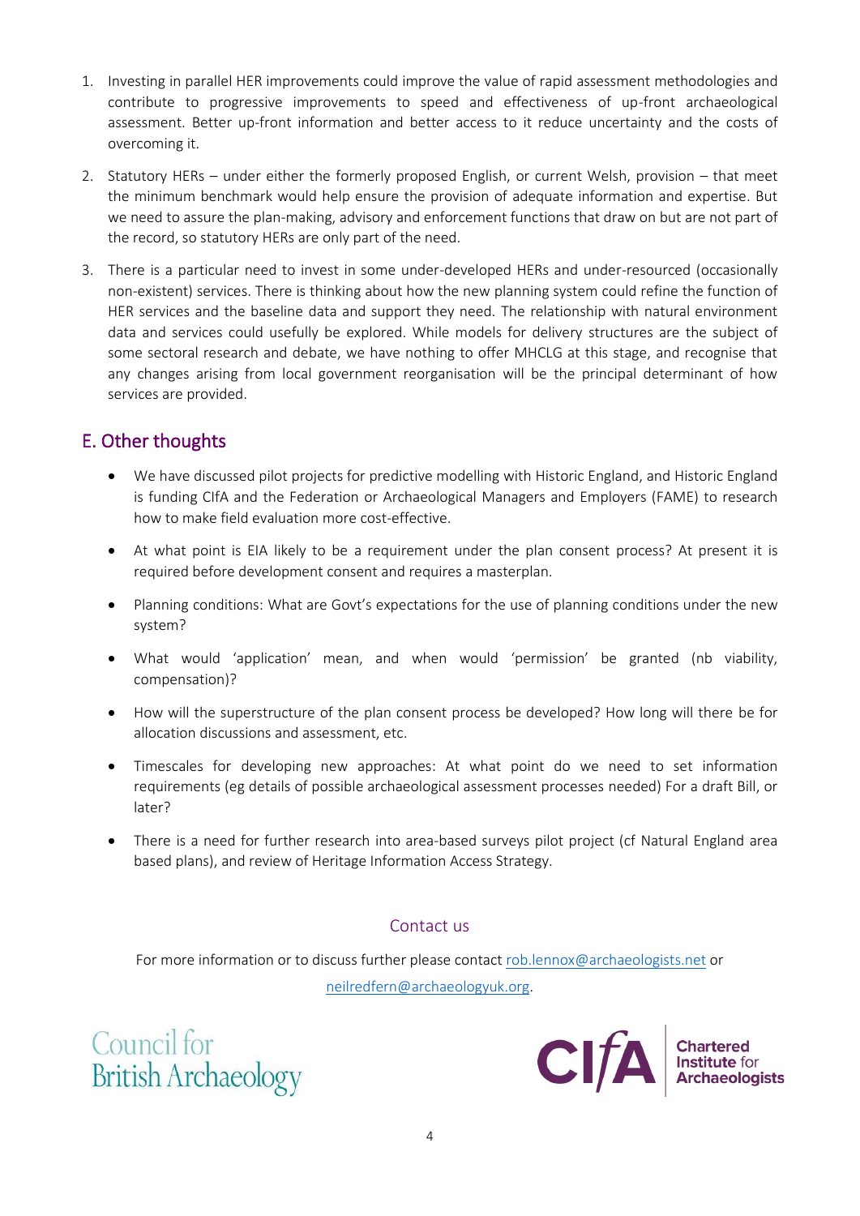1. Investing in parallel HER improvements could improve the value of rapid assessment methodologies and contribute to progressive improvements to speed and effectiveness of up-front archaeological assessment. Better up-front information and better access to it reduce uncertainty and the costs of overcoming it.

2. Statutory HERs – under either the formerly proposed English, or current Welsh, provision – that meet the minimum benchmark would help ensure the provision of adequate information and expertise. But we need to assure the plan-making, advisory and enforcement functions that draw on but are not part of the record, so statutory HERs are only part of the need.

3. There is a particular need to invest in some under-developed HERs and under-resourced (occasionally non-existent) services. There is thinking about how the new planning system could refine the function of HER services and the baseline data and support they need. The relationship with natural environment data and services could usefully be explored. While models for delivery structures are the subject of some sectoral research and debate, we have nothing to offer MHCLG at this stage, and recognise that any changes arising from local government reorganisation will be the principal determinant of how services are provided.

## E. Other thoughts

- We have discussed pilot projects for predictive modelling with Historic England, and Historic England is funding CIfA and the Federation or Archaeological Managers and Employers (FAME) to research how to make field evaluation more cost-effective.
- At what point is EIA likely to be a requirement under the plan consent process? At present it is required before development consent and requires a masterplan.
- Planning conditions: What are Govt's expectations for the use of planning conditions under the new system?
- What would 'application' mean, and when would 'permission' be granted (nb viability, compensation)?
- How will the superstructure of the plan consent process be developed? How long will there be for allocation discussions and assessment, etc.
- Timescales for developing new approaches: At what point do we need to set information requirements (eg details of possible archaeological assessment processes needed) For a draft Bill, or later?
- There is a need for further research into area-based surveys pilot project (cf Natural England area based plans), and review of Heritage Information Access Strategy.

### Contact us

For more information or to discuss further please contact rob.lennox@archaeologists.net or neilredfern@archaeologyuk.org.

Council for British Archaeology

CIfA Chartered Institute for Archaeologists